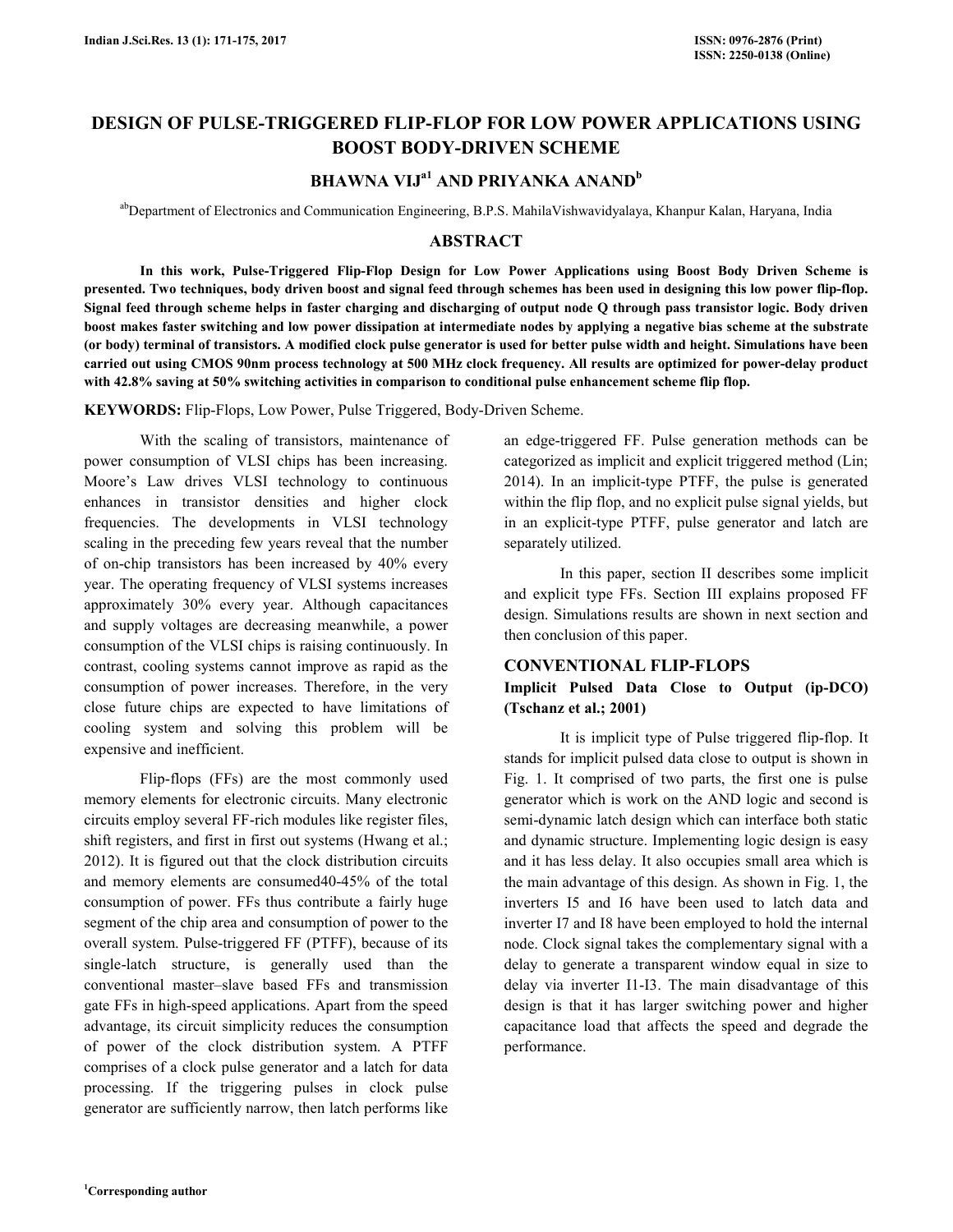# DESIGN OF PULSE-TRIGGERED FLIP-FLOP FOR LOW POWER APPLICATIONS USING BOOST BODY-DRIVEN SCHEME

## BHAWNA VIJ[a1] AND PRIYANKA ANAND[b]

[ab]Department of Electronics and Communication Engineering, B.P.S. MahilaVishwavidyalaya, Khanpur Kalan, Haryana, India

## ABSTRACT

**In this work, Pulse-Triggered Flip-Flop Design for Low Power Applications using Boost Body Driven Scheme is presented. Two techniques, body driven boost and signal feed through schemes has been used in designing this low power flip-flop. Signal feed through scheme helps in faster charging and discharging of output node Q through pass transistor logic. Body driven boost makes faster switching and low power dissipation at intermediate nodes by applying a negative bias scheme at the substrate (or body) terminal of transistors. A modified clock pulse generator is used for better pulse width and height. Simulations have been carried out using CMOS 90nm process technology at 500 MHz clock frequency. All results are optimized for power-delay product with 42.8% saving at 50% switching activities in comparison to conditional pulse enhancement scheme flip flop.**

**KEYWORDS:** Flip-Flops, Low Power, Pulse Triggered, Body-Driven Scheme.

With the scaling of transistors, maintenance of power consumption of VLSI chips has been increasing. Moore's Law drives VLSI technology to continuous enhances in transistor densities and higher clock frequencies. The developments in VLSI technology scaling in the preceding few years reveal that the number of on-chip transistors has been increased by 40% every year. The operating frequency of VLSI systems increases approximately 30% every year. Although capacitances and supply voltages are decreasing meanwhile, a power consumption of the VLSI chips is raising continuously. In contrast, cooling systems cannot improve as rapid as the consumption of power increases. Therefore, in the very close future chips are expected to have limitations of cooling system and solving this problem will be expensive and inefficient.

Flip-flops (FFs) are the most commonly used memory elements for electronic circuits. Many electronic circuits employ several FF-rich modules like register files, shift registers, and first in first out systems (Hwang et al.; 2012). It is figured out that the clock distribution circuits and memory elements are consumed40-45% of the total consumption of power. FFs thus contribute a fairly huge segment of the chip area and consumption of power to the overall system. Pulse-triggered FF (PTFF), because of its single-latch structure, is generally used than the conventional master–slave based FFs and transmission gate FFs in high-speed applications. Apart from the speed advantage, its circuit simplicity reduces the consumption of power of the clock distribution system. A PTFF comprises of a clock pulse generator and a latch for data processing. If the triggering pulses in clock pulse generator are sufficiently narrow, then latch performs like an edge-triggered FF. Pulse generation methods can be categorized as implicit and explicit triggered method (Lin; 2014). In an implicit-type PTFF, the pulse is generated within the flip flop, and no explicit pulse signal yields, but in an explicit-type PTFF, pulse generator and latch are separately utilized.

In this paper, section II describes some implicit and explicit type FFs. Section III explains proposed FF design. Simulations results are shown in next section and then conclusion of this paper.

## CONVENTIONAL FLIP-FLOPS

### Implicit Pulsed Data Close to Output (ip-DCO) (Tschanz et al.; 2001)

It is implicit type of Pulse triggered flip-flop. It stands for implicit pulsed data close to output is shown in Fig. 1. It comprised of two parts, the first one is pulse generator which is work on the AND logic and second is semi-dynamic latch design which can interface both static and dynamic structure. Implementing logic design is easy and it has less delay. It also occupies small area which is the main advantage of this design. As shown in Fig. 1, the inverters I5 and I6 have been used to latch data and inverter I7 and I8 have been employed to hold the internal node. Clock signal takes the complementary signal with a delay to generate a transparent window equal in size to delay via inverter I1-I3. The main disadvantage of this design is that it has larger switching power and higher capacitance load that affects the speed and degrade the performance.

[1]Corresponding author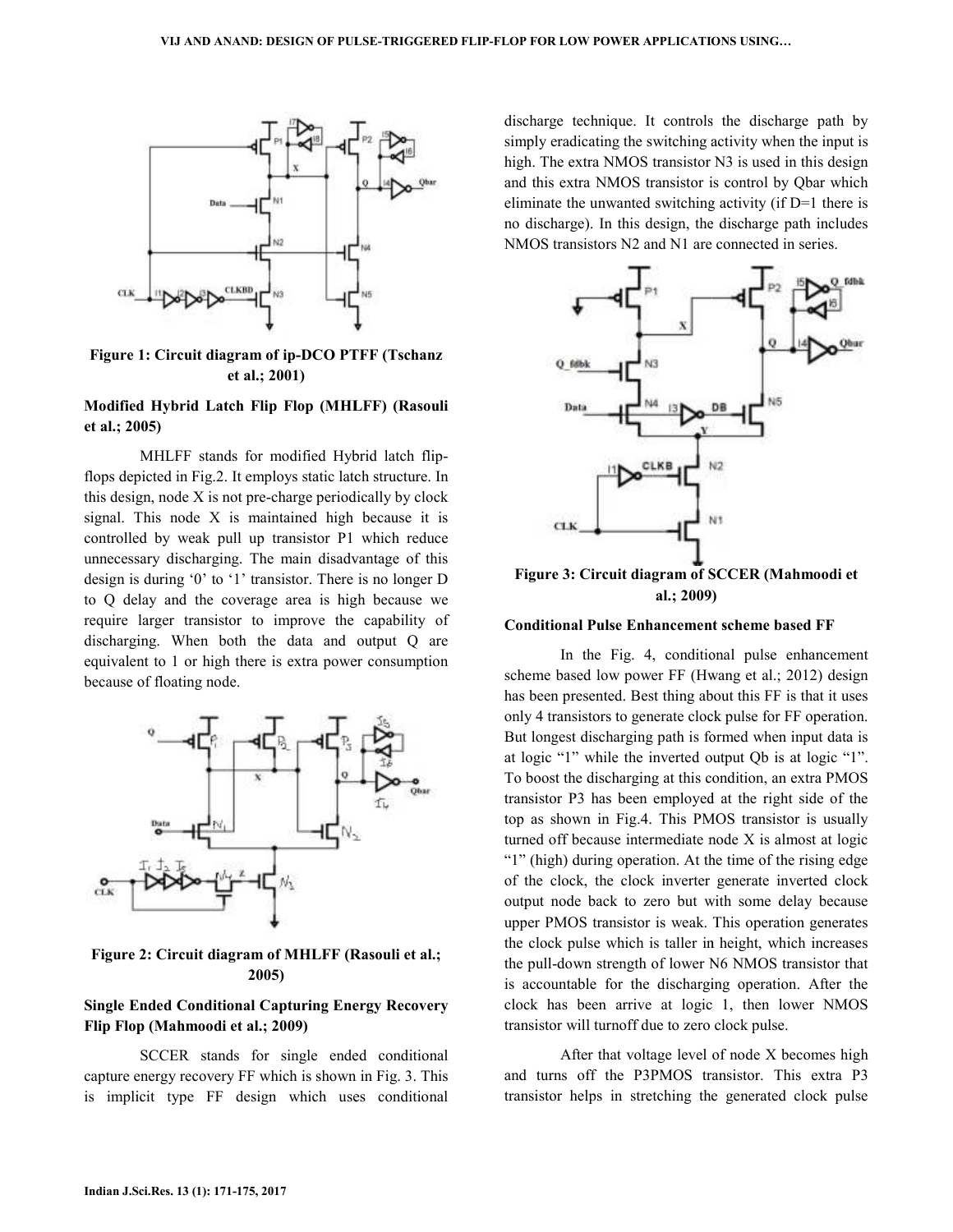Figure 1: Circuit diagram of ip-DCO PTFF (Tschanz et al.; 2001)

**Modified Hybrid Latch Flip Flop (MHLFF) (Rasouli et al.; 2005)**

MHLFF stands for modified Hybrid latch flip-flops depicted in Fig.2. It employs static latch structure. In this design, node X is not pre-charge periodically by clock signal. This node X is maintained high because it is controlled by weak pull up transistor P1 which reduce unnecessary discharging. The main disadvantage of this design is during '0' to '1' transistor. There is no longer D to Q delay and the coverage area is high because we require larger transistor to improve the capability of discharging. When both the data and output Q are equivalent to 1 or high there is extra power consumption because of floating node.

Figure 2: Circuit diagram of MHLFF (Rasouli et al.; 2005)

**Single Ended Conditional Capturing Energy Recovery Flip Flop (Mahmoodi et al.; 2009)**

SCCER stands for single ended conditional capture energy recovery FF which is shown in Fig. 3. This is implicit type FF design which uses conditional discharge technique. It controls the discharge path by simply eradicating the switching activity when the input is high. The extra NMOS transistor N3 is used in this design and this extra NMOS transistor is control by Qbar which eliminate the unwanted switching activity (if D=1 there is no discharge). In this design, the discharge path includes NMOS transistors N2 and N1 are connected in series.

Figure 3: Circuit diagram of SCCER (Mahmoodi et al.; 2009)

**Conditional Pulse Enhancement scheme based FF**

In the Fig. 4, conditional pulse enhancement scheme based low power FF (Hwang et al.; 2012) design has been presented. Best thing about this FF is that it uses only 4 transistors to generate clock pulse for FF operation. But longest discharging path is formed when input data is at logic "1" while the inverted output Qb is at logic "1". To boost the discharging at this condition, an extra PMOS transistor P3 has been employed at the right side of the top as shown in Fig.4. This PMOS transistor is usually turned off because intermediate node X is almost at logic "1" (high) during operation. At the time of the rising edge of the clock, the clock inverter generate inverted clock output node back to zero but with some delay because upper PMOS transistor is weak. This operation generates the clock pulse which is taller in height, which increases the pull-down strength of lower N6 NMOS transistor that is accountable for the discharging operation. After the clock has been arrive at logic 1, then lower NMOS transistor will turnoff due to zero clock pulse.

After that voltage level of node X becomes high and turns off the P3PMOS transistor. This extra P3 transistor helps in stretching the generated clock pulse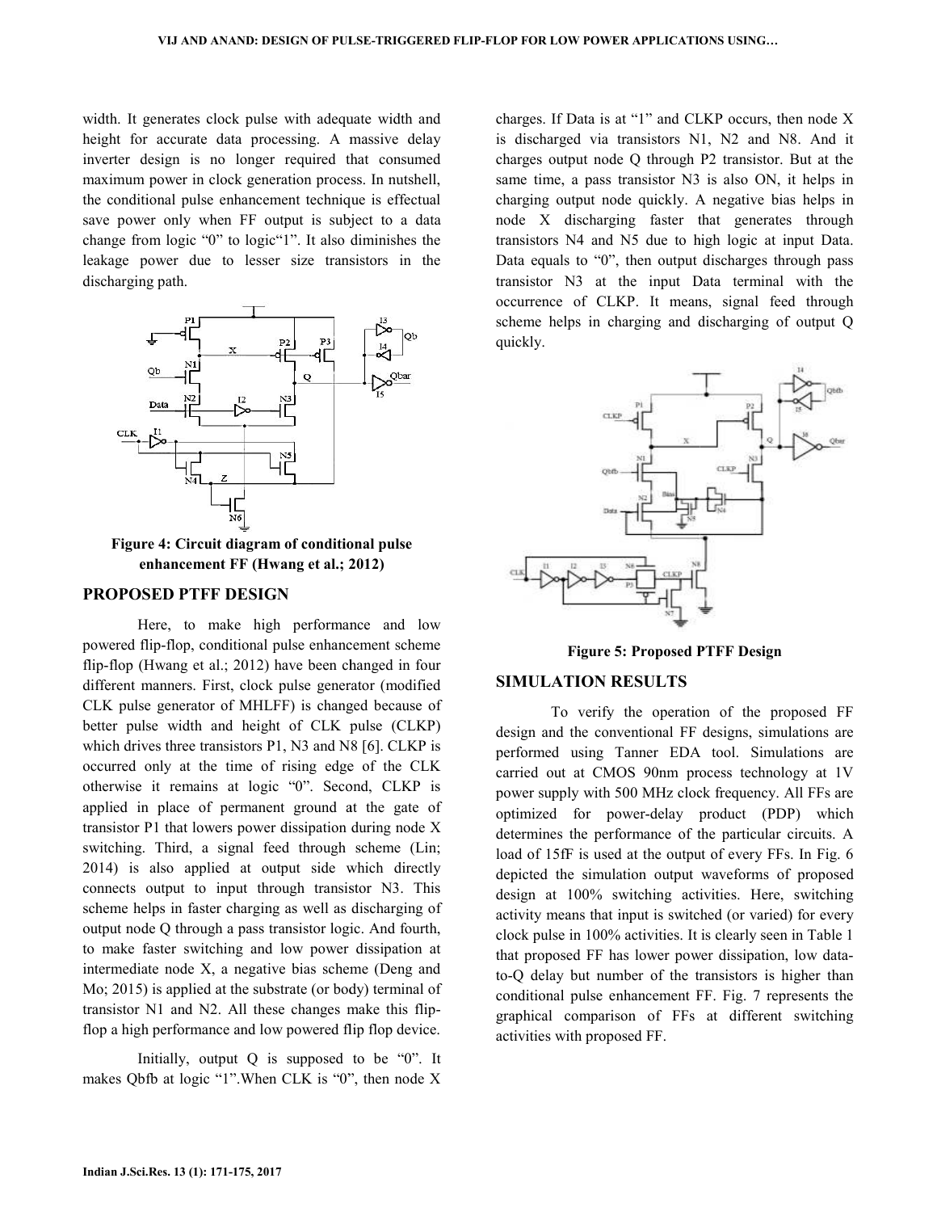width. It generates clock pulse with adequate width and height for accurate data processing. A massive delay inverter design is no longer required that consumed maximum power in clock generation process. In nutshell, the conditional pulse enhancement technique is effectual save power only when FF output is subject to a data change from logic "0" to logic"1". It also diminishes the leakage power due to lesser size transistors in the discharging path.

**Figure 4: Circuit diagram of conditional pulse enhancement FF (Hwang et al.; 2012)**

## PROPOSED PTFF DESIGN

Here, to make high performance and low powered flip-flop, conditional pulse enhancement scheme flip-flop (Hwang et al.; 2012) have been changed in four different manners. First, clock pulse generator (modified CLK pulse generator of MHLFF) is changed because of better pulse width and height of CLK pulse (CLKP) which drives three transistors P1, N3 and N8 [6]. CLKP is occurred only at the time of rising edge of the CLK otherwise it remains at logic "0". Second, CLKP is applied in place of permanent ground at the gate of transistor P1 that lowers power dissipation during node X switching. Third, a signal feed through scheme (Lin; 2014) is also applied at output side which directly connects output to input through transistor N3. This scheme helps in faster charging as well as discharging of output node Q through a pass transistor logic. And fourth, to make faster switching and low power dissipation at intermediate node X, a negative bias scheme (Deng and Mo; 2015) is applied at the substrate (or body) terminal of transistor N1 and N2. All these changes make this flip-flop a high performance and low powered flip flop device.

Initially, output Q is supposed to be "0". It makes Qbfb at logic "1".When CLK is "0", then node X charges. If Data is at "1" and CLKP occurs, then node X is discharged via transistors N1, N2 and N8. And it charges output node Q through P2 transistor. But at the same time, a pass transistor N3 is also ON, it helps in charging output node quickly. A negative bias helps in node X discharging faster that generates through transistors N4 and N5 due to high logic at input Data. Data equals to "0", then output discharges through pass transistor N3 at the input Data terminal with the occurrence of CLKP. It means, signal feed through scheme helps in charging and discharging of output Q quickly.

**Figure 5: Proposed PTFF Design**

## SIMULATION RESULTS

To verify the operation of the proposed FF design and the conventional FF designs, simulations are performed using Tanner EDA tool. Simulations are carried out at CMOS 90nm process technology at 1V power supply with 500 MHz clock frequency. All FFs are optimized for power-delay product (PDP) which determines the performance of the particular circuits. A load of 15fF is used at the output of every FFs. In Fig. 6 depicted the simulation output waveforms of proposed design at 100% switching activities. Here, switching activity means that input is switched (or varied) for every clock pulse in 100% activities. It is clearly seen in Table 1 that proposed FF has lower power dissipation, low data-to-Q delay but number of the transistors is higher than conditional pulse enhancement FF. Fig. 7 represents the graphical comparison of FFs at different switching activities with proposed FF.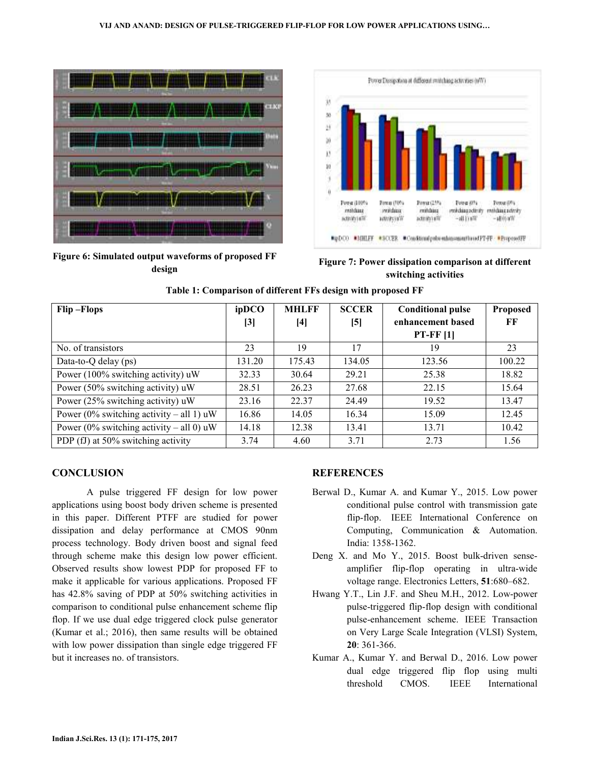Figure 6: Simulated output waveforms of proposed FF design

Figure 7: Power dissipation comparison at different switching activities

**Table 1: Comparison of different FFs design with proposed FF**

| Flip –Flops | ipDCO [3] | MHLFF [4] | SCCER [5] | Conditional pulse enhancement based PT-FF [1] | Proposed FF |
|---|---|---|---|---|---|
| No. of transistors | 23 | 19 | 17 | 19 | 23 |
| Data-to-Q delay (ps) | 131.20 | 175.43 | 134.05 | 123.56 | 100.22 |
| Power (100% switching activity) uW | 32.33 | 30.64 | 29.21 | 25.38 | 18.82 |
| Power (50% switching activity) uW | 28.51 | 26.23 | 27.68 | 22.15 | 15.64 |
| Power (25% switching activity) uW | 23.16 | 22.37 | 24.49 | 19.52 | 13.47 |
| Power (0% switching activity – all 1) uW | 16.86 | 14.05 | 16.34 | 15.09 | 12.45 |
| Power (0% switching activity – all 0) uW | 14.18 | 12.38 | 13.41 | 13.71 | 10.42 |
| PDP (fJ) at 50% switching activity | 3.74 | 4.60 | 3.71 | 2.73 | 1.56 |

## CONCLUSION

A pulse triggered FF design for low power applications using boost body driven scheme is presented in this paper. Different PTFF are studied for power dissipation and delay performance at CMOS 90nm process technology. Body driven boost and signal feed through scheme make this design low power efficient. Observed results show lowest PDP for proposed FF to make it applicable for various applications. Proposed FF has 42.8% saving of PDP at 50% switching activities in comparison to conditional pulse enhancement scheme flip flop. If we use dual edge triggered clock pulse generator (Kumar et al.; 2016), then same results will be obtained with low power dissipation than single edge triggered FF but it increases no. of transistors.

## REFERENCES

Berwal D., Kumar A. and Kumar Y., 2015. Low power conditional pulse control with transmission gate flip-flop. IEEE International Conference on Computing, Communication & Automation. India: 1358-1362.

Deng X. and Mo Y., 2015. Boost bulk-driven sense-amplifier flip-flop operating in ultra-wide voltage range. Electronics Letters, **51**:680–682.

Hwang Y.T., Lin J.F. and Sheu M.H., 2012. Low-power pulse-triggered flip-flop design with conditional pulse-enhancement scheme. IEEE Transaction on Very Large Scale Integration (VLSI) System, **20**: 361-366.

Kumar A., Kumar Y. and Berwal D., 2016. Low power dual edge triggered flip flop using multi threshold CMOS. IEEE International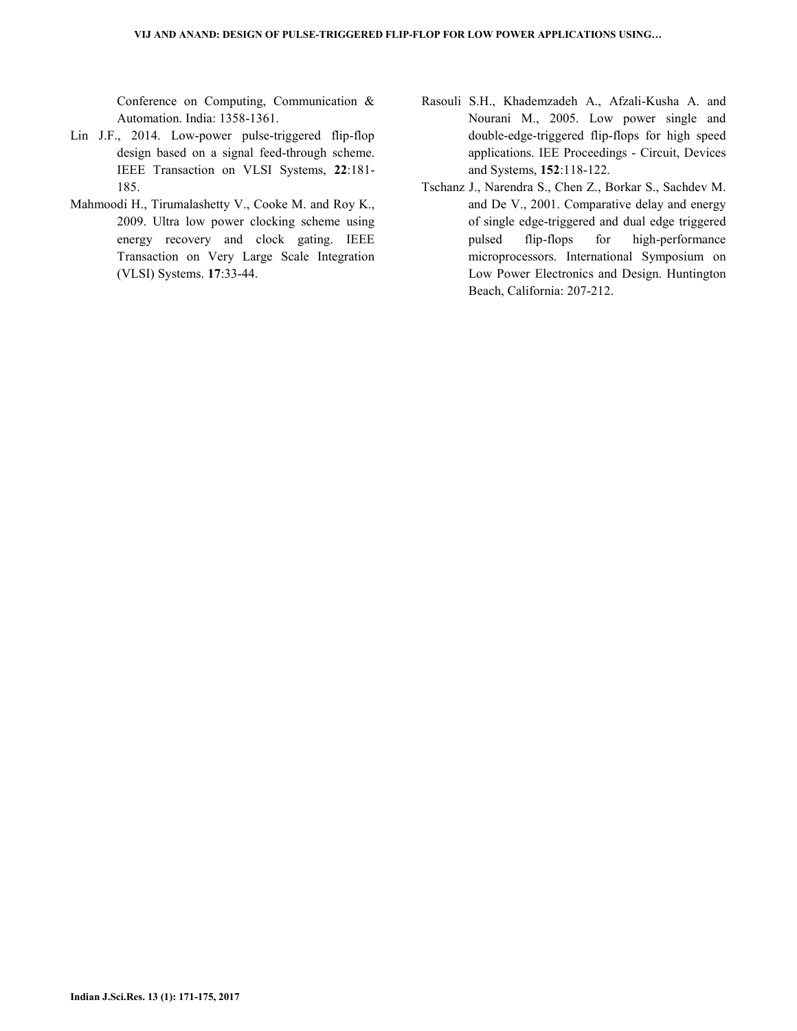Conference on Computing, Communication & Automation. India: 1358-1361.

Lin J.F., 2014. Low-power pulse-triggered flip-flop design based on a signal feed-through scheme. IEEE Transaction on VLSI Systems, **22**:181-185.

Mahmoodi H., Tirumalashetty V., Cooke M. and Roy K., 2009. Ultra low power clocking scheme using energy recovery and clock gating. IEEE Transaction on Very Large Scale Integration (VLSI) Systems. **17**:33-44.

Rasouli S.H., Khademzadeh A., Afzali-Kusha A. and Nourani M., 2005. Low power single and double-edge-triggered flip-flops for high speed applications. IEE Proceedings - Circuit, Devices and Systems, **152**:118-122.

Tschanz J., Narendra S., Chen Z., Borkar S., Sachdev M. and De V., 2001. Comparative delay and energy of single edge-triggered and dual edge triggered pulsed flip-flops for high-performance microprocessors. International Symposium on Low Power Electronics and Design. Huntington Beach, California: 207-212.